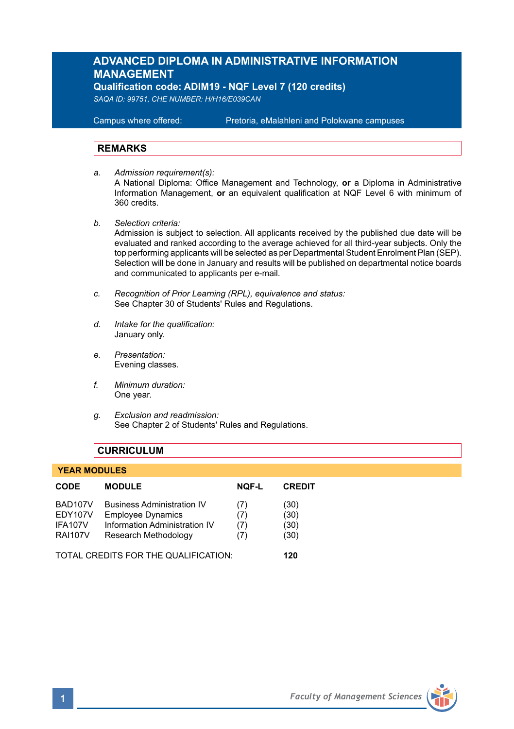# ADVANCED DIPLOMA IN ADMINISTRATIVE INFORMATION MANAGEMENT

**Qualification code: ADIM19 - NQF Level 7 (120 credits)**

*SAQA ID: 99751, CHE NUMBER: H/H16/E039CAN*

Campus where offered: Pretoria, eMalahleni and Polokwane campuses

## REMARKS

a. *Admission requirement(s):*
A National Diploma: Office Management and Technology, **or** a Diploma in Administrative Information Management, **or** an equivalent qualification at NQF Level 6 with minimum of 360 credits.

b. *Selection criteria:*
Admission is subject to selection. All applicants received by the published due date will be evaluated and ranked according to the average achieved for all third-year subjects. Only the top performing applicants will be selected as per Departmental Student Enrolment Plan (SEP). Selection will be done in January and results will be published on departmental notice boards and communicated to applicants per e-mail.

c. *Recognition of Prior Learning (RPL), equivalence and status:*
See Chapter 30 of Students' Rules and Regulations.

d. *Intake for the qualification:*
January only.

e. *Presentation:*
Evening classes.

f. *Minimum duration:*
One year.

g. *Exclusion and readmission:*
See Chapter 2 of Students' Rules and Regulations.

## CURRICULUM

**YEAR MODULES**

| CODE | MODULE | NQF-L | CREDIT |
|---|---|---|---|
| BAD107V | Business Administration IV | (7) | (30) |
| EDY107V | Employee Dynamics | (7) | (30) |
| IFA107V | Information Administration IV | (7) | (30) |
| RAI107V | Research Methodology | (7) | (30) |

TOTAL CREDITS FOR THE QUALIFICATION: **120**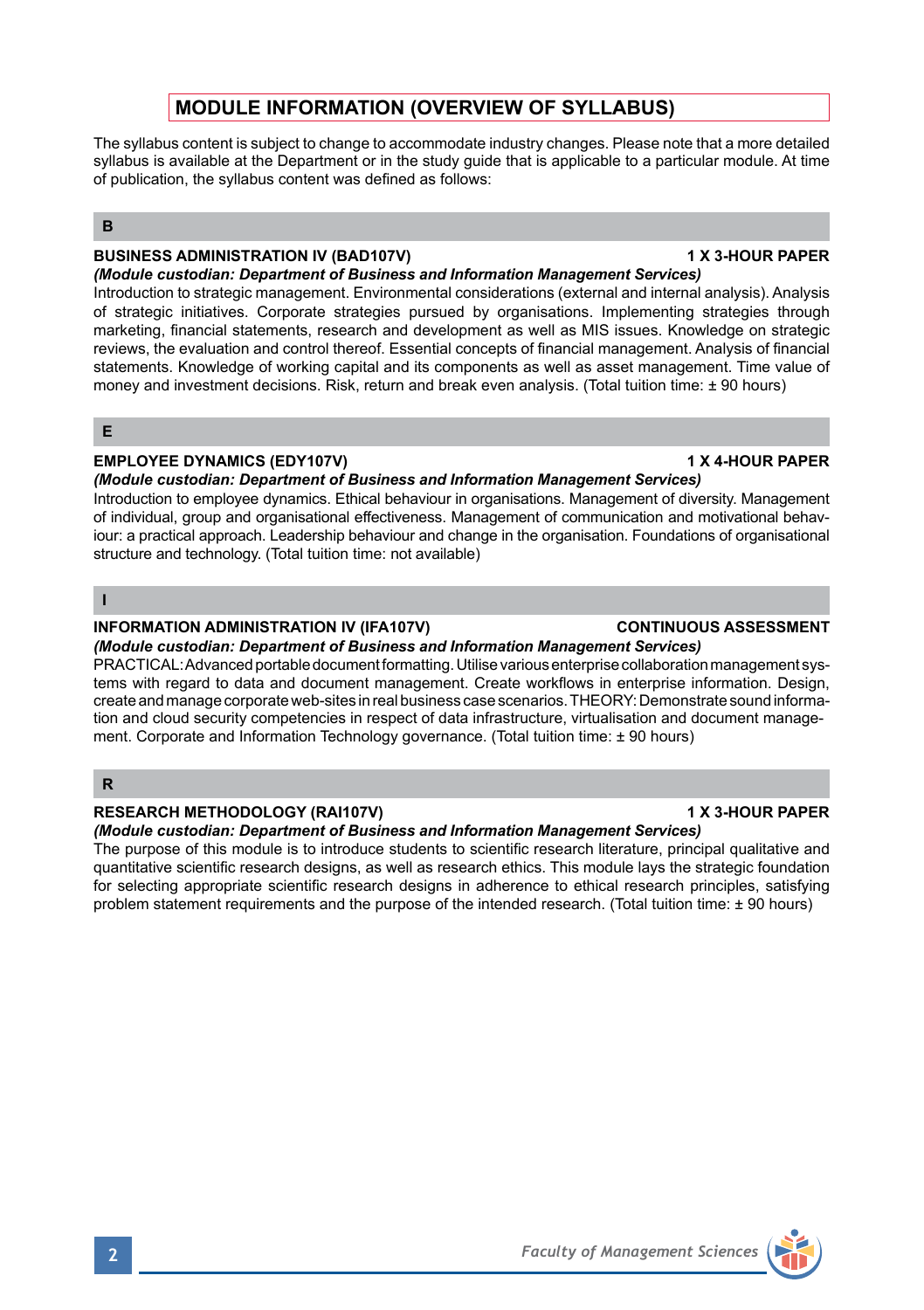# MODULE INFORMATION (OVERVIEW OF SYLLABUS)

The syllabus content is subject to change to accommodate industry changes. Please note that a more detailed syllabus is available at the Department or in the study guide that is applicable to a particular module. At time of publication, the syllabus content was defined as follows:

## B

**BUSINESS ADMINISTRATION IV (BAD107V)** **1 X 3-HOUR PAPER**

***(Module custodian: Department of Business and Information Management Services)***

Introduction to strategic management. Environmental considerations (external and internal analysis). Analysis of strategic initiatives. Corporate strategies pursued by organisations. Implementing strategies through marketing, financial statements, research and development as well as MIS issues. Knowledge on strategic reviews, the evaluation and control thereof. Essential concepts of financial management. Analysis of financial statements. Knowledge of working capital and its components as well as asset management. Time value of money and investment decisions. Risk, return and break even analysis. (Total tuition time: ± 90 hours)

## E

**EMPLOYEE DYNAMICS (EDY107V)** **1 X 4-HOUR PAPER**

***(Module custodian: Department of Business and Information Management Services)***

Introduction to employee dynamics. Ethical behaviour in organisations. Management of diversity. Management of individual, group and organisational effectiveness. Management of communication and motivational behaviour: a practical approach. Leadership behaviour and change in the organisation. Foundations of organisational structure and technology. (Total tuition time: not available)

## I

**INFORMATION ADMINISTRATION IV (IFA107V)** **CONTINUOUS ASSESSMENT**

***(Module custodian: Department of Business and Information Management Services)***

PRACTICAL: Advanced portable document formatting. Utilise various enterprise collaboration management systems with regard to data and document management. Create workflows in enterprise information. Design, create and manage corporate web-sites in real business case scenarios. THEORY: Demonstrate sound information and cloud security competencies in respect of data infrastructure, virtualisation and document management. Corporate and Information Technology governance. (Total tuition time: ± 90 hours)

## R

**RESEARCH METHODOLOGY (RAI107V)** **1 X 3-HOUR PAPER**

***(Module custodian: Department of Business and Information Management Services)***

The purpose of this module is to introduce students to scientific research literature, principal qualitative and quantitative scientific research designs, as well as research ethics. This module lays the strategic foundation for selecting appropriate scientific research designs in adherence to ethical research principles, satisfying problem statement requirements and the purpose of the intended research. (Total tuition time: ± 90 hours)